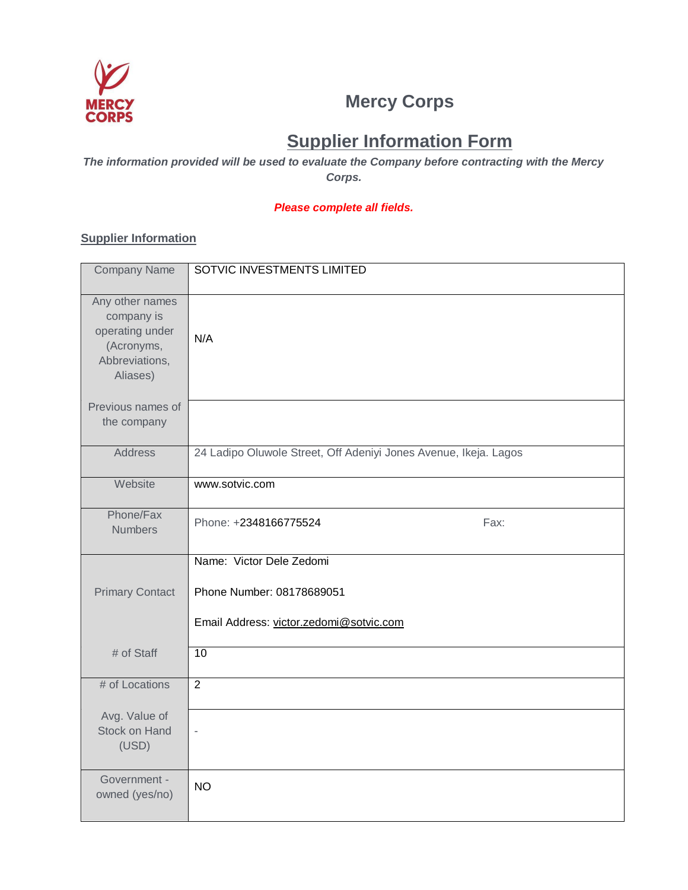# Mercy Corps

## Supplier Information Form

***The information provided will be used to evaluate the Company before contracting with the Mercy Corps.***

***Please complete all fields.***

### Supplier Information

| Field | Information |
|---|---|
| Company Name | SOTVIC INVESTMENTS LIMITED |
| Any other names company is operating under (Acronyms, Abbreviations, Aliases) | N/A |
| Previous names of the company | |
| Address | 24 Ladipo Oluwole Street, Off Adeniyi Jones Avenue, Ikeja. Lagos |
| Website | www.sotvic.com |
| Phone/Fax Numbers | Phone: +2348166775524 Fax: |
| Primary Contact | Name: Victor Dele Zedomi<br>Phone Number: 08178689051<br>Email Address: victor.zedomi@sotvic.com |
| # of Staff | 10 |
| # of Locations | 2 |
| Avg. Value of Stock on Hand (USD) | - |
| Government - owned (yes/no) | NO |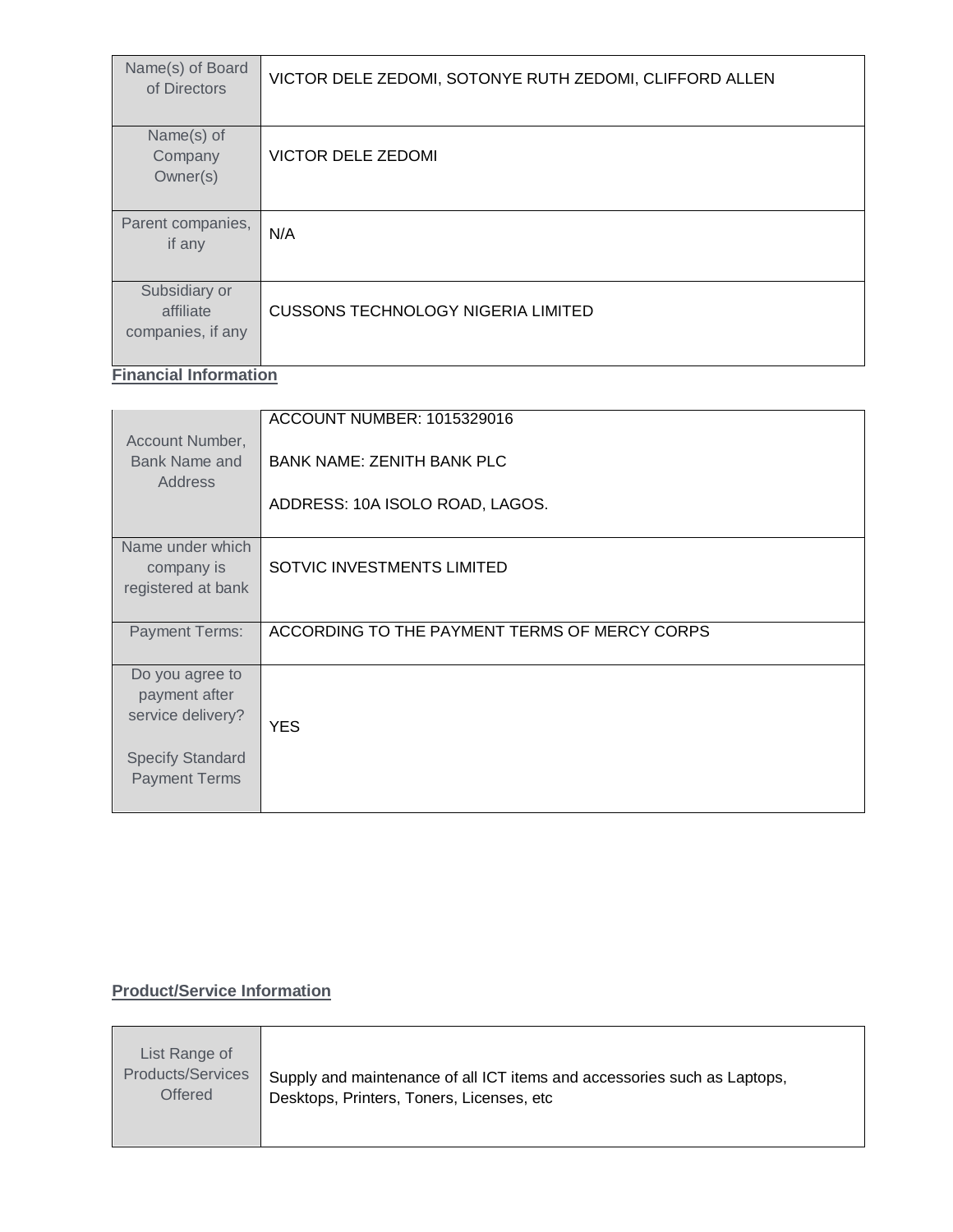| Name(s) of Board of Directors | VICTOR DELE ZEDOMI, SOTONYE RUTH ZEDOMI, CLIFFORD ALLEN |
|---|---|
| Name(s) of Company Owner(s) | VICTOR DELE ZEDOMI |
| Parent companies, if any | N/A |
| Subsidiary or affiliate companies, if any | CUSSONS TECHNOLOGY NIGERIA LIMITED |

**Financial Information**

| Account Number, Bank Name and Address | ACCOUNT NUMBER: 1015329016<br><br>BANK NAME: ZENITH BANK PLC<br><br>ADDRESS: 10A ISOLO ROAD, LAGOS. |
|---|---|
| Name under which company is registered at bank | SOTVIC INVESTMENTS LIMITED |
| Payment Terms: | ACCORDING TO THE PAYMENT TERMS OF MERCY CORPS |
| Do you agree to payment after service delivery?<br><br>Specify Standard Payment Terms | YES |

**Product/Service Information**

| List Range of Products/Services Offered | Supply and maintenance of all ICT items and accessories such as Laptops, Desktops, Printers, Toners, Licenses, etc |
|---|---|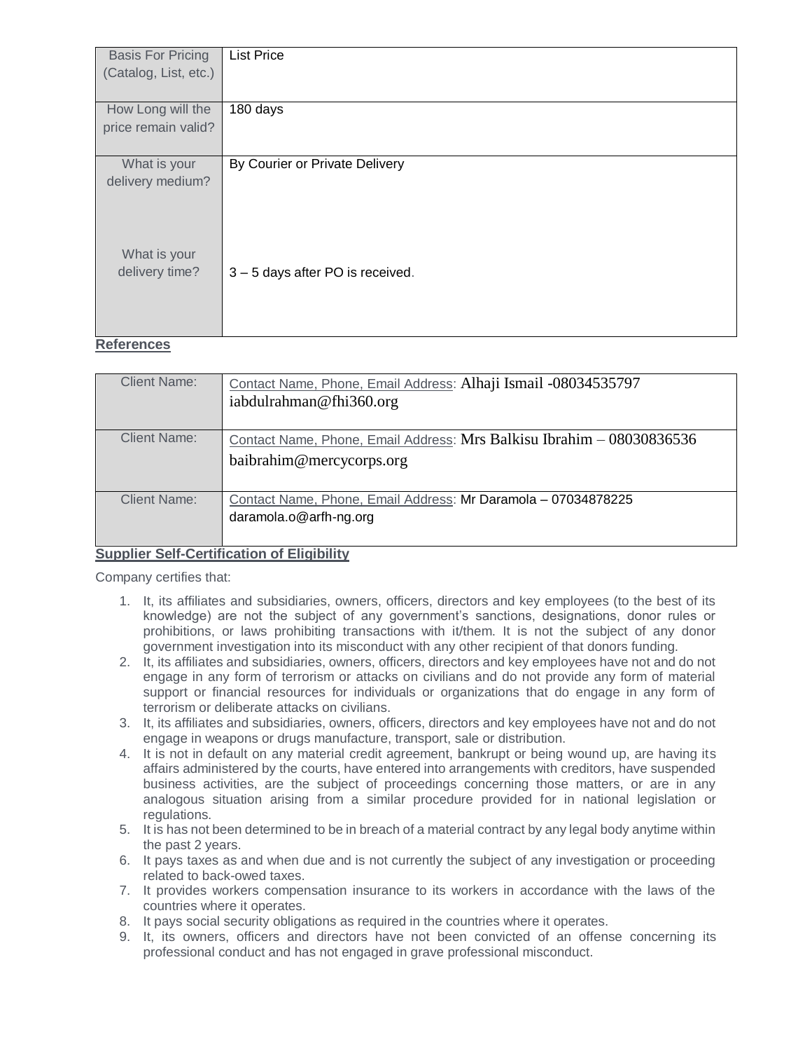| Basis For Pricing (Catalog, List, etc.) | List Price |
|---|---|
| How Long will the price remain valid? | 180 days |
| What is your delivery medium?<br><br>What is your delivery time? | By Courier or Private Delivery<br><br>3 – 5 days after PO is received. |

**References**

| Client Name: | Contact Name, Phone, Email Address: Alhaji Ismail -08034535797 iabdulrahman@fhi360.org |
|---|---|
| Client Name: | Contact Name, Phone, Email Address: Mrs Balkisu Ibrahim – 08030836536 baibrahim@mercycorps.org |
| Client Name: | Contact Name, Phone, Email Address: Mr Daramola – 07034878225 daramola.o@arfh-ng.org |

**Supplier Self-Certification of Eligibility**

Company certifies that:

1. It, its affiliates and subsidiaries, owners, officers, directors and key employees (to the best of its knowledge) are not the subject of any government's sanctions, designations, donor rules or prohibitions, or laws prohibiting transactions with it/them. It is not the subject of any donor government investigation into its misconduct with any other recipient of that donors funding.
2. It, its affiliates and subsidiaries, owners, officers, directors and key employees have not and do not engage in any form of terrorism or attacks on civilians and do not provide any form of material support or financial resources for individuals or organizations that do engage in any form of terrorism or deliberate attacks on civilians.
3. It, its affiliates and subsidiaries, owners, officers, directors and key employees have not and do not engage in weapons or drugs manufacture, transport, sale or distribution.
4. It is not in default on any material credit agreement, bankrupt or being wound up, are having its affairs administered by the courts, have entered into arrangements with creditors, have suspended business activities, are the subject of proceedings concerning those matters, or are in any analogous situation arising from a similar procedure provided for in national legislation or regulations.
5. It is has not been determined to be in breach of a material contract by any legal body anytime within the past 2 years.
6. It pays taxes as and when due and is not currently the subject of any investigation or proceeding related to back-owed taxes.
7. It provides workers compensation insurance to its workers in accordance with the laws of the countries where it operates.
8. It pays social security obligations as required in the countries where it operates.
9. It, its owners, officers and directors have not been convicted of an offense concerning its professional conduct and has not engaged in grave professional misconduct.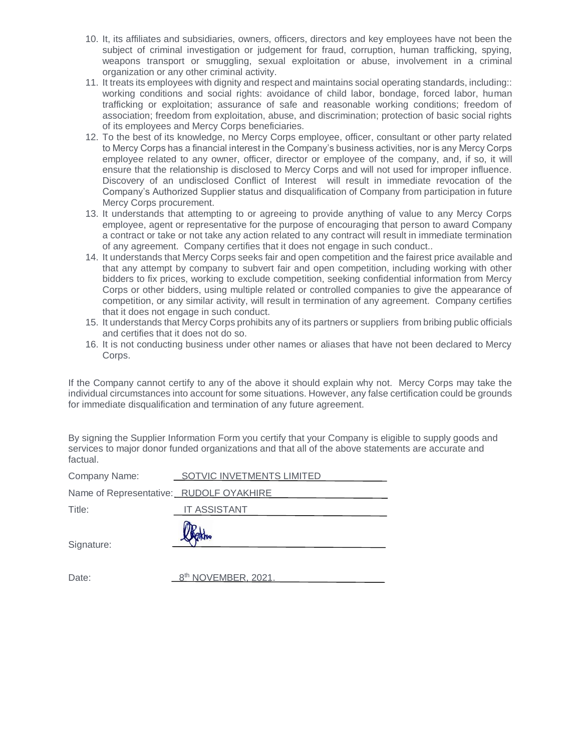10. It, its affiliates and subsidiaries, owners, officers, directors and key employees have not been the subject of criminal investigation or judgement for fraud, corruption, human trafficking, spying, weapons transport or smuggling, sexual exploitation or abuse, involvement in a criminal organization or any other criminal activity.
11. It treats its employees with dignity and respect and maintains social operating standards, including:: working conditions and social rights: avoidance of child labor, bondage, forced labor, human trafficking or exploitation; assurance of safe and reasonable working conditions; freedom of association; freedom from exploitation, abuse, and discrimination; protection of basic social rights of its employees and Mercy Corps beneficiaries.
12. To the best of its knowledge, no Mercy Corps employee, officer, consultant or other party related to Mercy Corps has a financial interest in the Company's business activities, nor is any Mercy Corps employee related to any owner, officer, director or employee of the company, and, if so, it will ensure that the relationship is disclosed to Mercy Corps and will not used for improper influence. Discovery of an undisclosed Conflict of Interest will result in immediate revocation of the Company's Authorized Supplier status and disqualification of Company from participation in future Mercy Corps procurement.
13. It understands that attempting to or agreeing to provide anything of value to any Mercy Corps employee, agent or representative for the purpose of encouraging that person to award Company a contract or take or not take any action related to any contract will result in immediate termination of any agreement. Company certifies that it does not engage in such conduct..
14. It understands that Mercy Corps seeks fair and open competition and the fairest price available and that any attempt by company to subvert fair and open competition, including working with other bidders to fix prices, working to exclude competition, seeking confidential information from Mercy Corps or other bidders, using multiple related or controlled companies to give the appearance of competition, or any similar activity, will result in termination of any agreement. Company certifies that it does not engage in such conduct.
15. It understands that Mercy Corps prohibits any of its partners or suppliers from bribing public officials and certifies that it does not do so.
16. It is not conducting business under other names or aliases that have not been declared to Mercy Corps.

If the Company cannot certify to any of the above it should explain why not. Mercy Corps may take the individual circumstances into account for some situations. However, any false certification could be grounds for immediate disqualification and termination of any future agreement.

By signing the Supplier Information Form you certify that your Company is eligible to supply goods and services to major donor funded organizations and that all of the above statements are accurate and factual.

Company Name: SOTVIC INVETMENTS LIMITED

Name of Representative: RUDOLF OYAKHIRE

Title: IT ASSISTANT

Signature: [signature]

Date: 8th NOVEMBER, 2021.